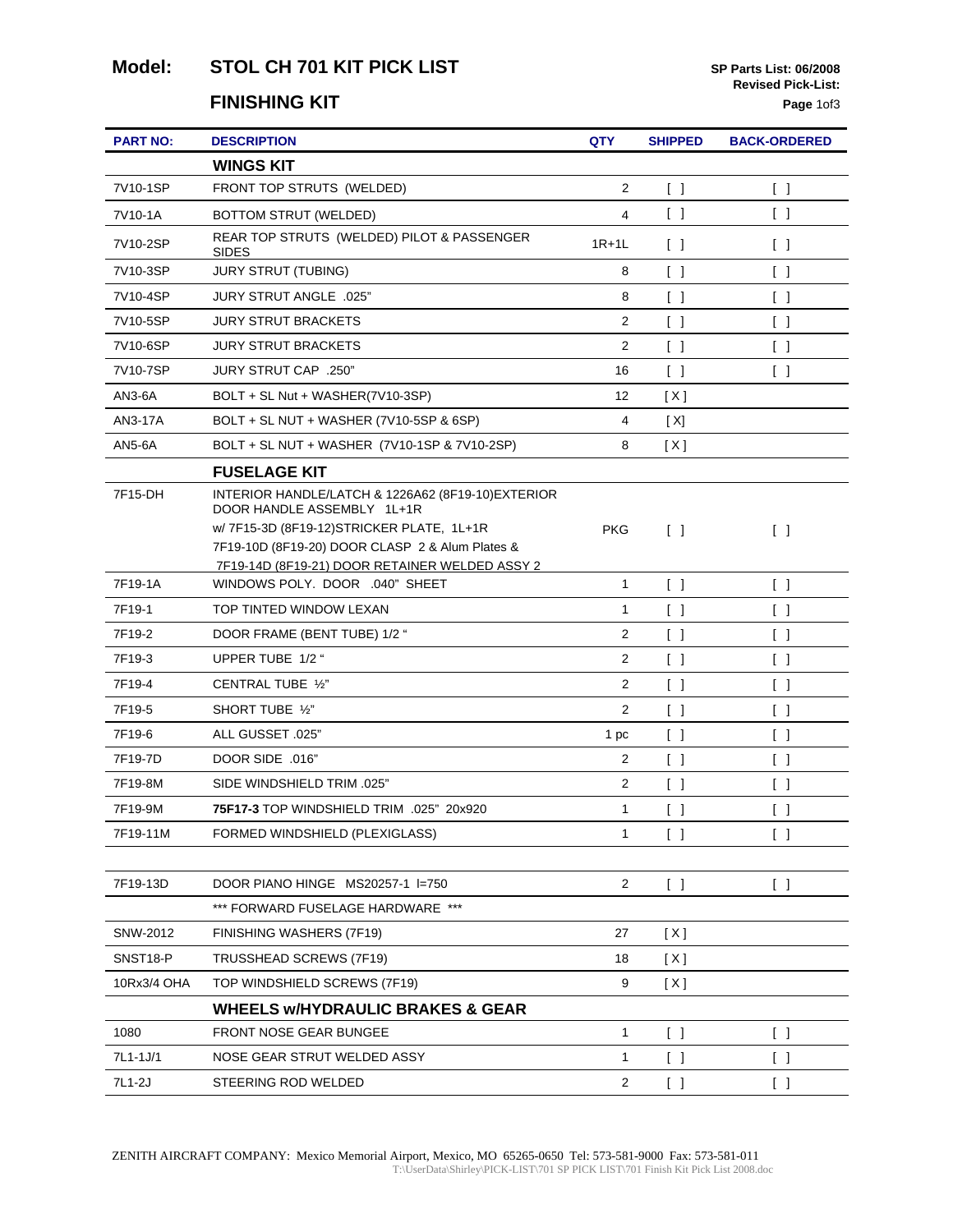# Model: STOL CH 701 KIT PICK LIST

## FINISHING KIT

**SP Parts List: 06/2008**
**Revised Pick-List:**

| PART NO: | DESCRIPTION | QTY | SHIPPED | BACK-ORDERED |
|---|---|---|---|---|
| | **WINGS KIT** | | | |
| 7V10-1SP | FRONT TOP STRUTS (WELDED) | 2 | [ ] | [ ] |
| 7V10-1A | BOTTOM STRUT (WELDED) | 4 | [ ] | [ ] |
| 7V10-2SP | REAR TOP STRUTS (WELDED) PILOT & PASSENGER SIDES | 1R+1L | [ ] | [ ] |
| 7V10-3SP | JURY STRUT (TUBING) | 8 | [ ] | [ ] |
| 7V10-4SP | JURY STRUT ANGLE .025" | 8 | [ ] | [ ] |
| 7V10-5SP | JURY STRUT BRACKETS | 2 | [ ] | [ ] |
| 7V10-6SP | JURY STRUT BRACKETS | 2 | [ ] | [ ] |
| 7V10-7SP | JURY STRUT CAP .250" | 16 | [ ] | [ ] |
| AN3-6A | BOLT + SL Nut + WASHER(7V10-3SP) | 12 | [ X ] | |
| AN3-17A | BOLT + SL NUT + WASHER (7V10-5SP & 6SP) | 4 | [ X] | |
| AN5-6A | BOLT + SL NUT + WASHER (7V10-1SP & 7V10-2SP) | 8 | [ X ] | |
| | **FUSELAGE KIT** | | | |
| 7F15-DH | INTERIOR HANDLE/LATCH & 1226A62 (8F19-10)EXTERIOR DOOR HANDLE ASSEMBLY 1L+1R<br>w/ 7F15-3D (8F19-12)STRICKER PLATE, 1L+1R<br>7F19-10D (8F19-20) DOOR CLASP 2 & Alum Plates &<br>7F19-14D (8F19-21) DOOR RETAINER WELDED ASSY 2 | PKG | [ ] | [ ] |
| 7F19-1A | WINDOWS POLY. DOOR .040" SHEET | 1 | [ ] | [ ] |
| 7F19-1 | TOP TINTED WINDOW LEXAN | 1 | [ ] | [ ] |
| 7F19-2 | DOOR FRAME (BENT TUBE) 1/2 " | 2 | [ ] | [ ] |
| 7F19-3 | UPPER TUBE 1/2 " | 2 | [ ] | [ ] |
| 7F19-4 | CENTRAL TUBE ½" | 2 | [ ] | [ ] |
| 7F19-5 | SHORT TUBE ½" | 2 | [ ] | [ ] |
| 7F19-6 | ALL GUSSET .025" | 1 pc | [ ] | [ ] |
| 7F19-7D | DOOR SIDE .016" | 2 | [ ] | [ ] |
| 7F19-8M | SIDE WINDSHIELD TRIM .025" | 2 | [ ] | [ ] |
| 7F19-9M | **75F17-3** TOP WINDSHIELD TRIM .025" 20x920 | 1 | [ ] | [ ] |
| 7F19-11M | FORMED WINDSHIELD (PLEXIGLASS) | 1 | [ ] | [ ] |
| | | | | |
| 7F19-13D | DOOR PIANO HINGE MS20257-1 l=750 | 2 | [ ] | [ ] |
| | *** FORWARD FUSELAGE HARDWARE *** | | | |
| SNW-2012 | FINISHING WASHERS (7F19) | 27 | [ X ] | |
| SNST18-P | TRUSSHEAD SCREWS (7F19) | 18 | [ X ] | |
| 10Rx3/4 OHA | TOP WINDSHIELD SCREWS (7F19) | 9 | [ X ] | |
| | **WHEELS w/HYDRAULIC BRAKES & GEAR** | | | |
| 1080 | FRONT NOSE GEAR BUNGEE | 1 | [ ] | [ ] |
| 7L1-1J/1 | NOSE GEAR STRUT WELDED ASSY | 1 | [ ] | [ ] |
| 7L1-2J | STEERING ROD WELDED | 2 | [ ] | [ ] |

ZENITH AIRCRAFT COMPANY: Mexico Memorial Airport, Mexico, MO 65265-0650 Tel: 573-581-9000 Fax: 573-581-011

T:\UserData\Shirley\PICK-LIST\701 SP PICK LIST\701 Finish Kit Pick List 2008.doc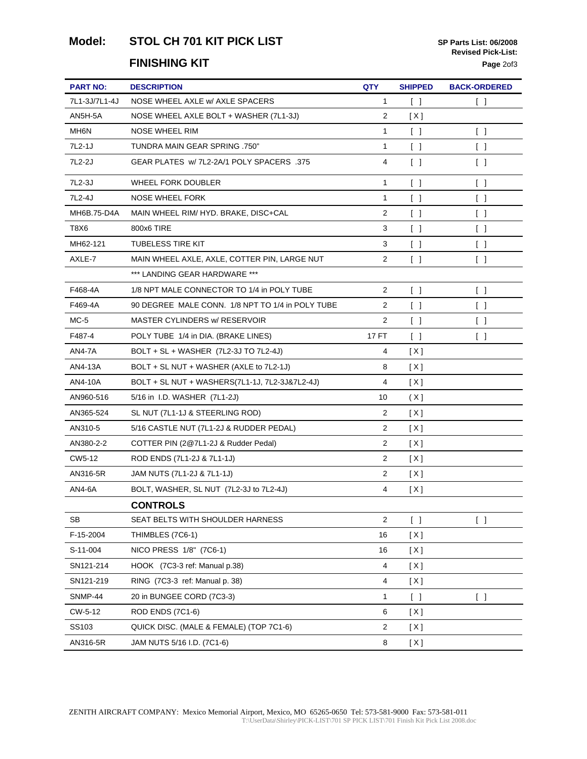**Model: STOL CH 701 KIT PICK LIST**

**SP Parts List: 06/2008**
**Revised Pick-List:**

## FINISHING KIT

| PART NO: | DESCRIPTION | QTY | SHIPPED | BACK-ORDERED |
|---|---|---|---|---|
| 7L1-3J/7L1-4J | NOSE WHEEL AXLE w/ AXLE SPACERS | 1 | [ ] | [ ] |
| AN5H-5A | NOSE WHEEL AXLE BOLT + WASHER (7L1-3J) | 2 | [X] | |
| MH6N | NOSE WHEEL RIM | 1 | [ ] | [ ] |
| 7L2-1J | TUNDRA MAIN GEAR SPRING .750" | 1 | [ ] | [ ] |
| 7L2-2J | GEAR PLATES w/ 7L2-2A/1 POLY SPACERS .375 | 4 | [ ] | [ ] |
| 7L2-3J | WHEEL FORK DOUBLER | 1 | [ ] | [ ] |
| 7L2-4J | NOSE WHEEL FORK | 1 | [ ] | [ ] |
| MH6B.75-D4A | MAIN WHEEL RIM/ HYD. BRAKE, DISC+CAL | 2 | [ ] | [ ] |
| T8X6 | 800x6 TIRE | 3 | [ ] | [ ] |
| MH62-121 | TUBELESS TIRE KIT | 3 | [ ] | [ ] |
| AXLE-7 | MAIN WHEEL AXLE, AXLE, COTTER PIN, LARGE NUT | 2 | [ ] | [ ] |
| | *** LANDING GEAR HARDWARE *** | | | |
| F468-4A | 1/8 NPT MALE CONNECTOR TO 1/4 in POLY TUBE | 2 | [ ] | [ ] |
| F469-4A | 90 DEGREE MALE CONN. 1/8 NPT TO 1/4 in POLY TUBE | 2 | [ ] | [ ] |
| MC-5 | MASTER CYLINDERS w/ RESERVOIR | 2 | [ ] | [ ] |
| F487-4 | POLY TUBE 1/4 in DIA. (BRAKE LINES) | 17 FT | [ ] | [ ] |
| AN4-7A | BOLT + SL + WASHER (7L2-3J TO 7L2-4J) | 4 | [X] | |
| AN4-13A | BOLT + SL NUT + WASHER (AXLE to 7L2-1J) | 8 | [X] | |
| AN4-10A | BOLT + SL NUT + WASHERS(7L1-1J, 7L2-3J&7L2-4J) | 4 | [X] | |
| AN960-516 | 5/16 in I.D. WASHER (7L1-2J) | 10 | (X] | |
| AN365-524 | SL NUT (7L1-1J & STEERLING ROD) | 2 | [X] | |
| AN310-5 | 5/16 CASTLE NUT (7L1-2J & RUDDER PEDAL) | 2 | [X] | |
| AN380-2-2 | COTTER PIN (2@7L1-2J & Rudder Pedal) | 2 | [X] | |
| CW5-12 | ROD ENDS (7L1-2J & 7L1-1J) | 2 | [X] | |
| AN316-5R | JAM NUTS (7L1-2J & 7L1-1J) | 2 | [X] | |
| AN4-6A | BOLT, WASHER, SL NUT (7L2-3J to 7L2-4J) | 4 | [X] | |
| | **CONTROLS** | | | |
| SB | SEAT BELTS WITH SHOULDER HARNESS | 2 | [ ] | [ ] |
| F-15-2004 | THIMBLES (7C6-1) | 16 | [X] | |
| S-11-004 | NICO PRESS 1/8" (7C6-1) | 16 | [X] | |
| SN121-214 | HOOK (7C3-3 ref: Manual p.38) | 4 | [X] | |
| SN121-219 | RING (7C3-3 ref: Manual p. 38) | 4 | [X] | |
| SNMP-44 | 20 in BUNGEE CORD (7C3-3) | 1 | [ ] | [ ] |
| CW-5-12 | ROD ENDS (7C1-6) | 6 | [X] | |
| SS103 | QUICK DISC. (MALE & FEMALE) (TOP 7C1-6) | 2 | [X] | |
| AN316-5R | JAM NUTS 5/16 I.D. (7C1-6) | 8 | [X] | |

ZENITH AIRCRAFT COMPANY: Mexico Memorial Airport, Mexico, MO 65265-0650 Tel: 573-581-9000 Fax: 573-581-011
T:\UserData\Shirley\PICK-LIST\701 SP PICK LIST\701 Finish Kit Pick List 2008.doc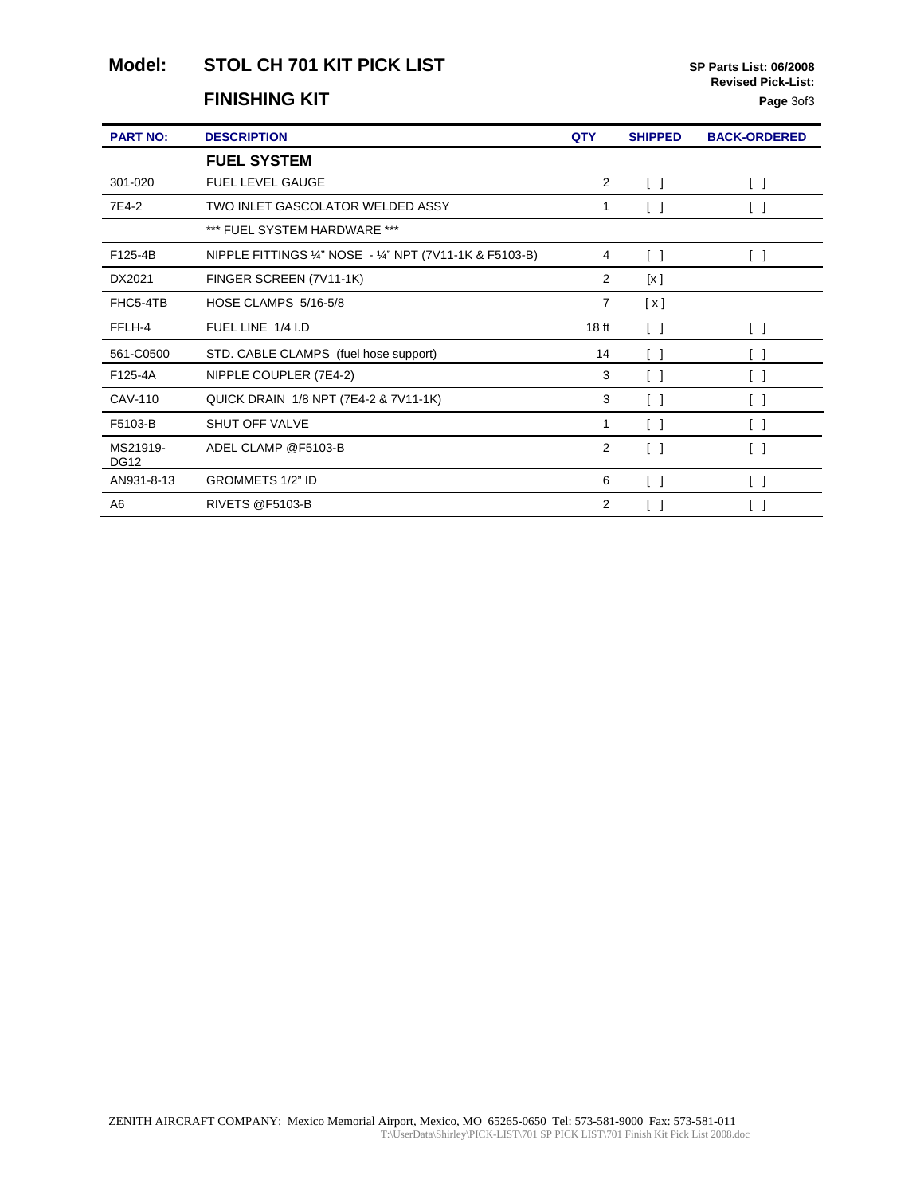# Model: STOL CH 701 KIT PICK LIST

## FINISHING KIT

**SP Parts List: 06/2008**
**Revised Pick-List:**

| PART NO: | DESCRIPTION | QTY | SHIPPED | BACK-ORDERED |
|---|---|---|---|---|
| | **FUEL SYSTEM** | | | |
| 301-020 | FUEL LEVEL GAUGE | 2 | [ ] | [ ] |
| 7E4-2 | TWO INLET GASCOLATOR WELDED ASSY | 1 | [ ] | [ ] |
| | *** FUEL SYSTEM HARDWARE *** | | | |
| F125-4B | NIPPLE FITTINGS ¼" NOSE - ¼" NPT (7V11-1K & F5103-B) | 4 | [ ] | [ ] |
| DX2021 | FINGER SCREEN (7V11-1K) | 2 | [x ] | |
| FHC5-4TB | HOSE CLAMPS 5/16-5/8 | 7 | [ x ] | |
| FFLH-4 | FUEL LINE 1/4 I.D | 18 ft | [ ] | [ ] |
| 561-C0500 | STD. CABLE CLAMPS (fuel hose support) | 14 | [ ] | [ ] |
| F125-4A | NIPPLE COUPLER (7E4-2) | 3 | [ ] | [ ] |
| CAV-110 | QUICK DRAIN 1/8 NPT (7E4-2 & 7V11-1K) | 3 | [ ] | [ ] |
| F5103-B | SHUT OFF VALVE | 1 | [ ] | [ ] |
| MS21919-DG12 | ADEL CLAMP @F5103-B | 2 | [ ] | [ ] |
| AN931-8-13 | GROMMETS 1/2" ID | 6 | [ ] | [ ] |
| A6 | RIVETS @F5103-B | 2 | [ ] | [ ] |

ZENITH AIRCRAFT COMPANY: Mexico Memorial Airport, Mexico, MO 65265-0650 Tel: 573-581-9000 Fax: 573-581-011
T:\UserData\Shirley\PICK-LIST\701 SP PICK LIST\701 Finish Kit Pick List 2008.doc